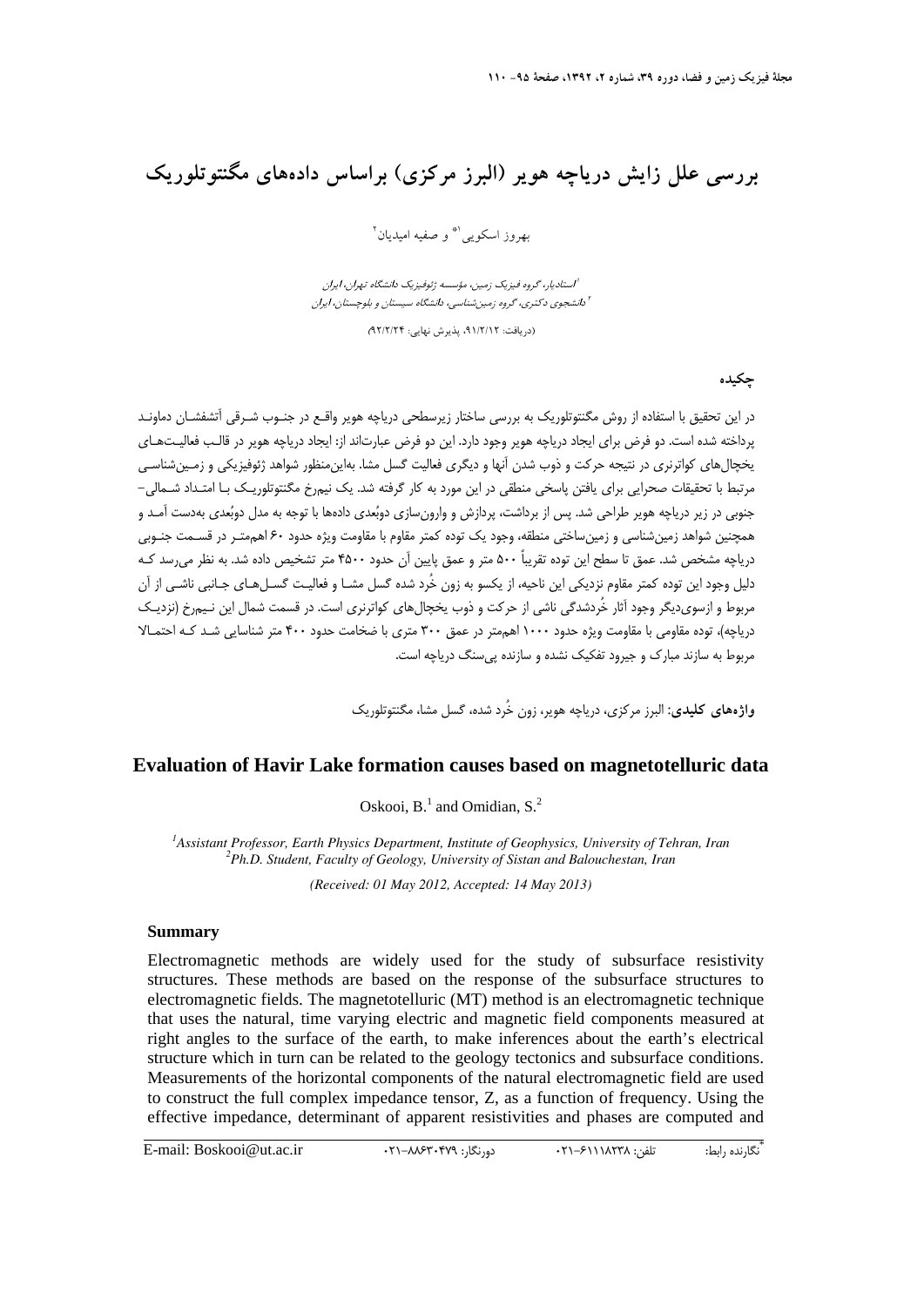# بررسی علل زایش دریاچه هویر (البرز مرکزی) براساس داده‌های مگنتوتلوریک

بهروز اسکویی[1\*] و صفیه امیدیان[2]

[1] استادیار، گروه فیزیک زمین، مؤسسه ژئوفیزیک دانشگاه تهران، ایران
[2] دانشجوی دکتری، گروه زمین‌شناسی، دانشگاه سیستان و بلوچستان، ایران

(دریافت: ۹۱/۲/۱۲، پذیرش نهایی: ۹۲/۲/۲۴)

## چکیده

در این تحقیق با استفاده از روش مگنتوتلوریک به بررسی ساختار زیرسطحی دریاچه هویر واقع در جنوب شرقی آتشفشان دماوند پرداخته شده است. دو فرض برای ایجاد دریاچه هویر وجود دارد. این دو فرض عبارت‌اند از: ایجاد دریاچه هویر در قالب فعالیت‌های یخچال‌های کواترنری در نتیجه حرکت و ذوب شدن آنها و دیگری فعالیت گسل مشا. به‌این‌منظور شواهد ژئوفیزیکی و زمین‌شناسی مرتبط با تحقیقات صحرایی برای یافتن پاسخی منطقی در این مورد به کار گرفته شد. یک نیمرخ مگنتوتلوریک با امتداد شمالی–جنوبی در زیر دریاچه هویر طراحی شد. پس از برداشت، پردازش و وارون‌سازی دوبُعدی داده‌ها با توجه به مدل دوبُعدی به‌دست آمد و همچنین شواهد زمین‌شناسی و زمین‌ساختی منطقه، وجود یک توده کمتر مقاوم با مقاومت ویژه حدود ۶۰ اهم‌متر در قسمت جنوبی دریاچه مشخص شد. عمق تا سطح این توده تقریباً ۵۰۰ متر و عمق پایین آن حدود ۴۵۰۰ متر تشخیص داده شد. به نظر می‌رسد که دلیل وجود این توده کمتر مقاوم نزدیکی این ناحیه، از یکسو به زون خُرد شده گسل مشا و فعالیت گسل‌های جانبی ناشی از آن مربوط و ازسوی‌دیگر وجود آثار خُردشدگی ناشی از حرکت و ذوب یخچال‌های کواترنری است. در قسمت شمال این نیمرخ (نزدیک دریاچه)، توده مقاومی با مقاومت ویژه حدود ۱۰۰۰ اهم‌متر در عمق ۳۰۰ متری با ضخامت حدود ۴۰۰ متر شناسایی شد که احتمالا مربوط به سازند مبارک و جیرود تفکیک نشده و سازنده پی‌سنگ دریاچه است.

**واژه‌های کلیدی:** البرز مرکزی، دریاچه هویر، زون خُرد شده، گسل مشا، مگنتوتلوریک

## Evaluation of Havir Lake formation causes based on magnetotelluric data

Oskooi, B.[1] and Omidian, S.[2]

[1] *Assistant Professor, Earth Physics Department, Institute of Geophysics, University of Tehran, Iran*
[2] *Ph.D. Student, Faculty of Geology, University of Sistan and Balouchestan, Iran*

*(Received: 01 May 2012, Accepted: 14 May 2013)*

### Summary

Electromagnetic methods are widely used for the study of subsurface resistivity structures. These methods are based on the response of the subsurface structures to electromagnetic fields. The magnetotelluric (MT) method is an electromagnetic technique that uses the natural, time varying electric and magnetic field components measured at right angles to the surface of the earth, to make inferences about the earth's electrical structure which in turn can be related to the geology tectonics and subsurface conditions. Measurements of the horizontal components of the natural electromagnetic field are used to construct the full complex impedance tensor, Z, as a function of frequency. Using the effective impedance, determinant of apparent resistivities and phases are computed and

---

\*نگارنده رابط: تلفن: ۶۱۱۱۸۲۳۸–۰۲۱ دورنگار: ۸۸۶۳۰۴۷۹–۰۲۱ E-mail: Boskooi@ut.ac.ir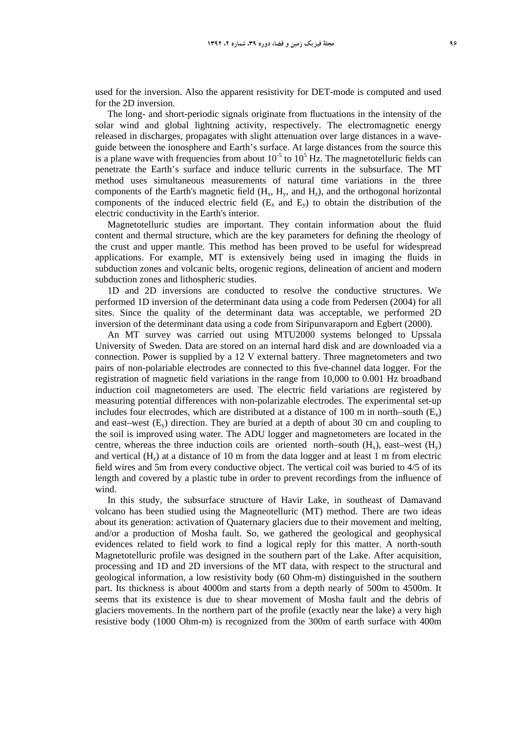used for the inversion. Also the apparent resistivity for DET-mode is computed and used for the 2D inversion.

The long- and short-periodic signals originate from fluctuations in the intensity of the solar wind and global lightning activity, respectively. The electromagnetic energy released in discharges, propagates with slight attenuation over large distances in a wave-guide between the ionosphere and Earth's surface. At large distances from the source this is a plane wave with frequencies from about $10^{-5}$ to $10^{5}$ Hz. The magnetotelluric fields can penetrate the Earth's surface and induce telluric currents in the subsurface. The MT method uses simultaneous measurements of natural time variations in the three components of the Earth's magnetic field ($H_x$, $H_y$, and $H_z$), and the orthogonal horizontal components of the induced electric field ($E_x$ and $E_y$) to obtain the distribution of the electric conductivity in the Earth's interior.

Magnetotelluric studies are important. They contain information about the fluid content and thermal structure, which are the key parameters for defining the rheology of the crust and upper mantle. This method has been proved to be useful for widespread applications. For example, MT is extensively being used in imaging the fluids in subduction zones and volcanic belts, orogenic regions, delineation of ancient and modern subduction zones and lithospheric studies.

1D and 2D inversions are conducted to resolve the conductive structures. We performed 1D inversion of the determinant data using a code from Pedersen (2004) for all sites. Since the quality of the determinant data was acceptable, we performed 2D inversion of the determinant data using a code from Siripunvaraporn and Egbert (2000).

An MT survey was carried out using MTU2000 systems belonged to Upssala University of Sweden. Data are stored on an internal hard disk and are downloaded via a connection. Power is supplied by a 12 V external battery. Three magnetometers and two pairs of non-polariable electrodes are connected to this five-channel data logger. For the registration of magnetic field variations in the range from 10,000 to 0.001 Hz broadband induction coil magnetometers are used. The electric field variations are registered by measuring potential differences with non-polarizable electrodes. The experimental set-up includes four electrodes, which are distributed at a distance of 100 m in north–south ($E_x$) and east–west ($E_y$) direction. They are buried at a depth of about 30 cm and coupling to the soil is improved using water. The ADU logger and magnetometers are located in the centre, whereas the three induction coils are oriented north–south ($H_x$), east–west ($H_y$) and vertical ($H_z$) at a distance of 10 m from the data logger and at least 1 m from electric field wires and 5m from every conductive object. The vertical coil was buried to 4/5 of its length and covered by a plastic tube in order to prevent recordings from the influence of wind.

In this study, the subsurface structure of Havir Lake, in southeast of Damavand volcano has been studied using the Magneotelluric (MT) method. There are two ideas about its generation: activation of Quaternary glaciers due to their movement and melting, and/or a production of Mosha fault. So, we gathered the geological and geophysical evidences related to field work to find a logical reply for this matter. A north-south Magnetotelluric profile was designed in the southern part of the Lake. After acquisition, processing and 1D and 2D inversions of the MT data, with respect to the structural and geological information, a low resistivity body (60 Ohm-m) distinguished in the southern part. Its thickness is about 4000m and starts from a depth nearly of 500m to 4500m. It seems that its existence is due to shear movement of Mosha fault and the debris of glaciers movements. In the northern part of the profile (exactly near the lake) a very high resistive body (1000 Ohm-m) is recognized from the 300m of earth surface with 400m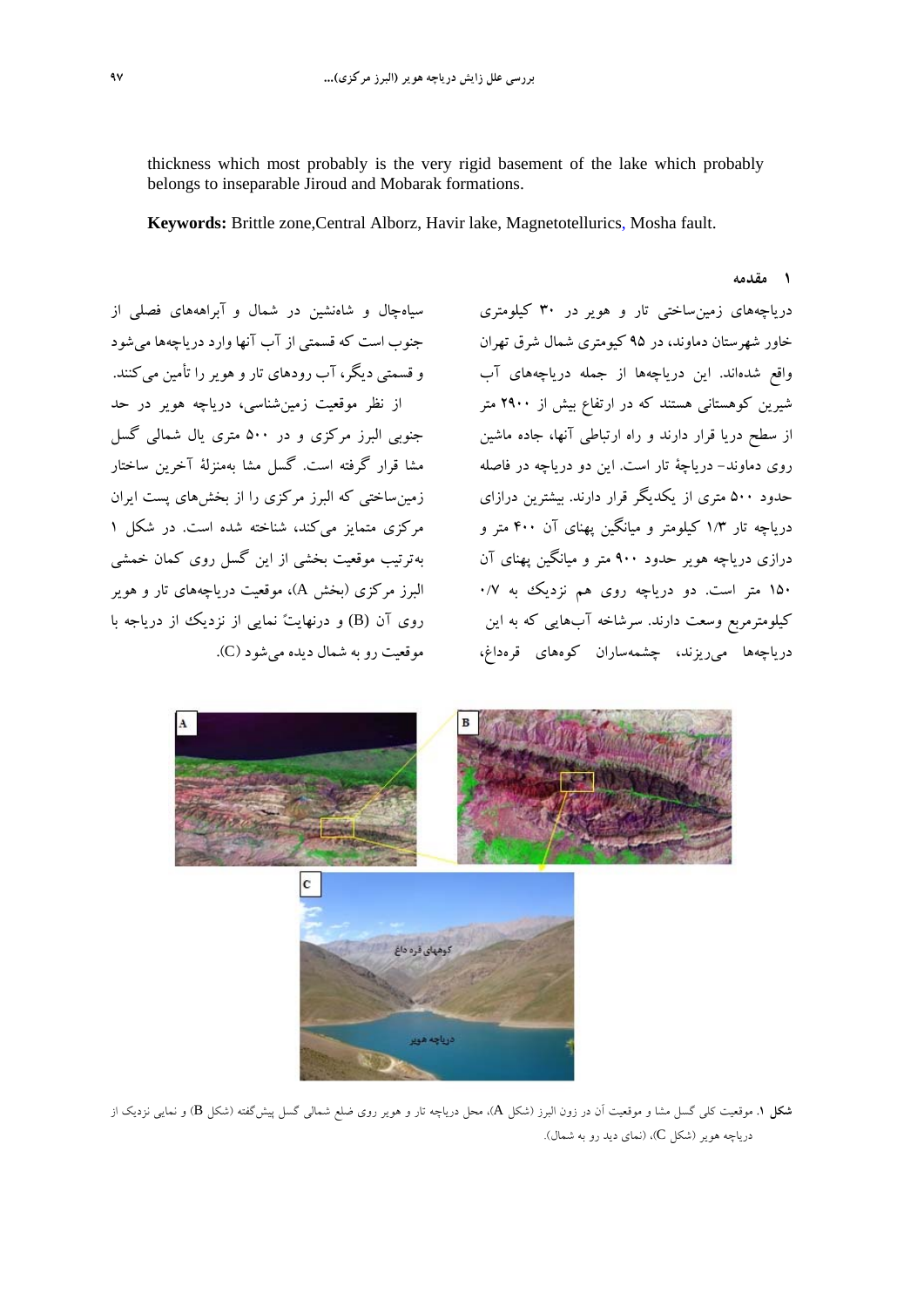thickness which most probably is the very rigid basement of the lake which probably belongs to inseparable Jiroud and Mobarak formations.

**Keywords:** Brittle zone,Central Alborz, Havir lake, Magnetotellurics, Mosha fault.

## ۱ مقدمه

دریاچه‌های زمین‌ساختی تار و هویر در ۳۰ کیلومتری خاور شهرستان دماوند، در ۹۵ کیومتری شمال شرق تهران واقع شده‌اند. این دریاچه‌ها از جمله دریاچه‌های آب شیرین کوهستانی هستند که در ارتفاع بیش از ۲۹۰۰ متر از سطح دریا قرار دارند و راه ارتباطی آنها، جاده ماشین روی دماوند- دریاچهٔ تار است. این دو دریاچه در فاصله حدود ۵۰۰ متری از یکدیگر قرار دارند. بیشترین درازای دریاچه تار ۱/۳ کیلومتر و میانگین پهنای آن ۴۰۰ متر و درازی دریاچه هویر حدود ۹۰۰ متر و میانگین پهنای آن ۱۵۰ متر است. دو دریاچه روی هم نزدیک به ۰/۷ کیلومترمربع وسعت دارند. سرشاخه آب‌هایی که به این دریاچه‌ها می‌ریزند، چشمه‌ساران کوه‌های قره‌داغ، سیاه‌چال و شاه‌نشین در شمال و آبراهه‌های فصلی از جنوب است که قسمتی از آب آنها وارد دریاچه‌ها می‌شود و قسمتی دیگر، آب رودهای تار و هویر را تأمین می‌کنند.

از نظر موقعیت زمین‌شناسی، دریاچه هویر در حد جنوبی البرز مرکزی و در ۵۰۰ متری یال شمالی گسل مشا قرار گرفته است. گسل مشا به‌منزلهٔ آخرین ساختار زمین‌ساختی که البرز مرکزی را از بخش‌های پست ایران مرکزی متمایز می‌کند، شناخته شده است. در شکل ۱ به‌ترتیب موقعیت بخشی از این گسل روی کمان خمشی البرز مرکزی (بخش A)، موقعیت دریاچه‌های تار و هویر روی آن (B) و درنهایتً نمایی از نزدیک از دریاچه با موقعیت رو به شمال دیده می‌شود (C).

**شکل ۱.** موقعیت کلی گسل مشا و موقعیت آن در زون البرز (شکل A)، محل دریاچه تار و هویر روی ضلع شمالی گسل پیش‌گفته (شکل B) و نمایی نزدیک از دریاچه هویر (شکل C)، (نمای دید رو به شمال).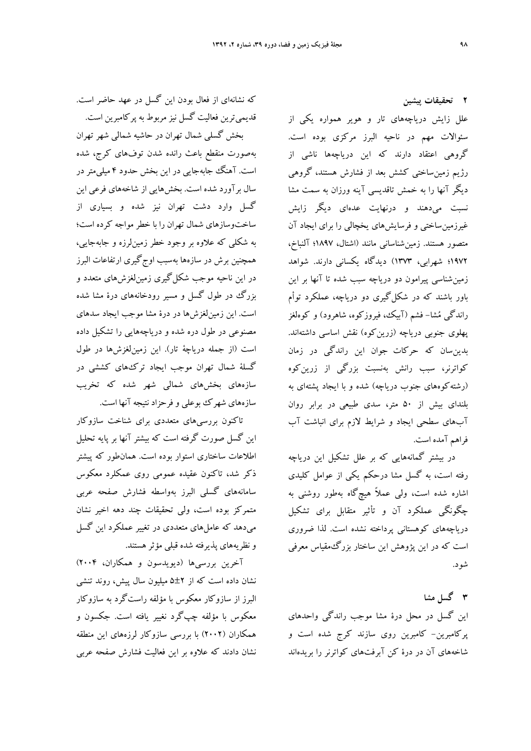## ۲ تحقیقات پیشین

علل زایش دریاچه‌های تار و هویر همواره یکی از سئوالات مهم در ناحیه البرز مرکزی بوده است. گروهی اعتقاد دارند که این دریاچه‌ها ناشی از رژیم زمین‌ساختی کشش بعد از فشارش هستند، گروهی دیگر آنها را به خمش تاقدیسی آینه ورزان به سمت مشا نسبت می‌دهند و درنهایت عده‌ای دیگر زایش غیرزمین‌ساختی و فرسایش‌های یخچالی را برای ایجاد آن متصور هستند. زمین‌شناسانی مانند (اشتال، ۱۸۹۷؛ آلنباخ، ۱۹۷۲؛ شهرابی، ۱۳۷۳) دیدگاه یکسانی دارند. شواهد زمین‌شناسی پیرامون دو دریاچه سبب شده تا آنها بر این باور باشند که در شکل‌گیری دو دریاچه، عملکرد توأم راندگی مُشا- فشم (آبیک، فیروزکوه، شاهرود) و کوه‌لغز پهلوی جنوبی دریاچه (زرین‌کوه) نقش اساسی داشته‌اند. بدین‌سان که حرکات جوان این راندگی در زمان کواترنر، سبب رانش به‌نسبت بزرگی از زرین‌کوه (رشته‌کوه‌های جنوب دریاچه) شده و با ایجاد پشته‌ای به بلندای بیش از ۵۰ متر، سدی طبیعی در برابر روان آب‌های سطحی ایجاد و شرایط لازم برای انباشت آب فراهم آمده است.

در بیشتر گمانه‌هایی که بر علل تشکیل این دریاچه رفته است، به گسل مشا درحکم یکی از عوامل کلیدی اشاره شده است، ولی عملاً هیچ‌گاه به‌طور روشنی به چگونگی عملکرد آن و تأثیر متقابل برای تشکیل دریاچه‌های کوهستانی پرداخته نشده است. لذا ضروری است که در این پژوهش این ساختار بزرگ‌مقیاس معرفی شود.

## ۳ گسل مشا

این گسل در محل درهٔ مشا موجب راندگی واحدهای پرکامبرین- کامبرین روی سازند کرج شده است و شاخه‌های آن در درهٔ کن آبرفت‌های کواترنر را بریده‌اند که نشانه‌ای از فعال بودن این گسل در عهد حاضر است. قدیمی‌ترین فعالیت گسل نیز مربوط به پرکامبرین است.

بخش گسلی شمال تهران در حاشیه شمالی شهر تهران به‌صورت منقطع باعث رانده شدن توف‌های کرج، شده است. آهنگ جابه‌جایی در این بخش حدود ۴ میلی‌متر در سال برآورد شده است. بخش‌هایی از شاخه‌های فرعی این گسل وارد دشت تهران نیز شده و بسیاری از ساخت‌وسازهای شمال تهران را با خطر مواجه کرده است؛ به شکلی که علاوه بر وجود خطر زمین‌لرزه و جابه‌جایی، همچنین برش در سازه‌ها به‌سبب اوج‌گیری ارتفاعات البرز در این ناحیه موجب شکل‌گیری زمین‌لغزش‌های متعدد و بزرگ در طول گسل و مسیر رودخانه‌های درهٔ مشا شده است. این زمین‌لغزش‌ها در درهٔ مشا موجب ایجاد سدهای مصنوعی در طول دره شده و دریاچه‌هایی را تشکیل داده است (از جمله دریاچهٔ تار). این زمین‌لغزش‌ها در طول گسلهٔ شمال تهران موجب ایجاد ترک‌های کششی در سازه‌های بخش‌های شمالی شهر شده که تخریب سازه‌های شهرک بوعلی و فرحزاد نتیجه آنها است.

تاکنون بررسی‌های متعددی برای شناخت سازوکار این گسل صورت گرفته است که بیشتر آنها بر پایه تحلیل اطلاعات ساختاری استوار بوده است. همان‌طور که پیشتر ذکر شد، تاکنون عقیده عمومی روی عملکرد معکوس سامانه‌های گسلی البرز به‌واسطه فشارش صفحه عربی متمرکز بوده است، ولی تحقیقات چند دهه اخیر نشان می‌دهد که عامل‌های متعددی در تغییر عملکرد این گسل و نظریه‌های پذیرفته شده قبلی مؤثر هستند.

آخرین بررسی‌ها (دیویدسون و همکاران، ۲۰۰۴) نشان داده است که از ۲±۵ میلیون سال پیش، روند تنشی البرز از سازوکار معکوس با مؤلفه راست‌گرد به سازوکار معکوس با مؤلفه چپ‌گرد تغییر یافته است. جکسون و همکاران (۲۰۰۲) با بررسی سازوکار لرزه‌های این منطقه نشان دادند که علاوه بر این فعالیت فشارش صفحه عربی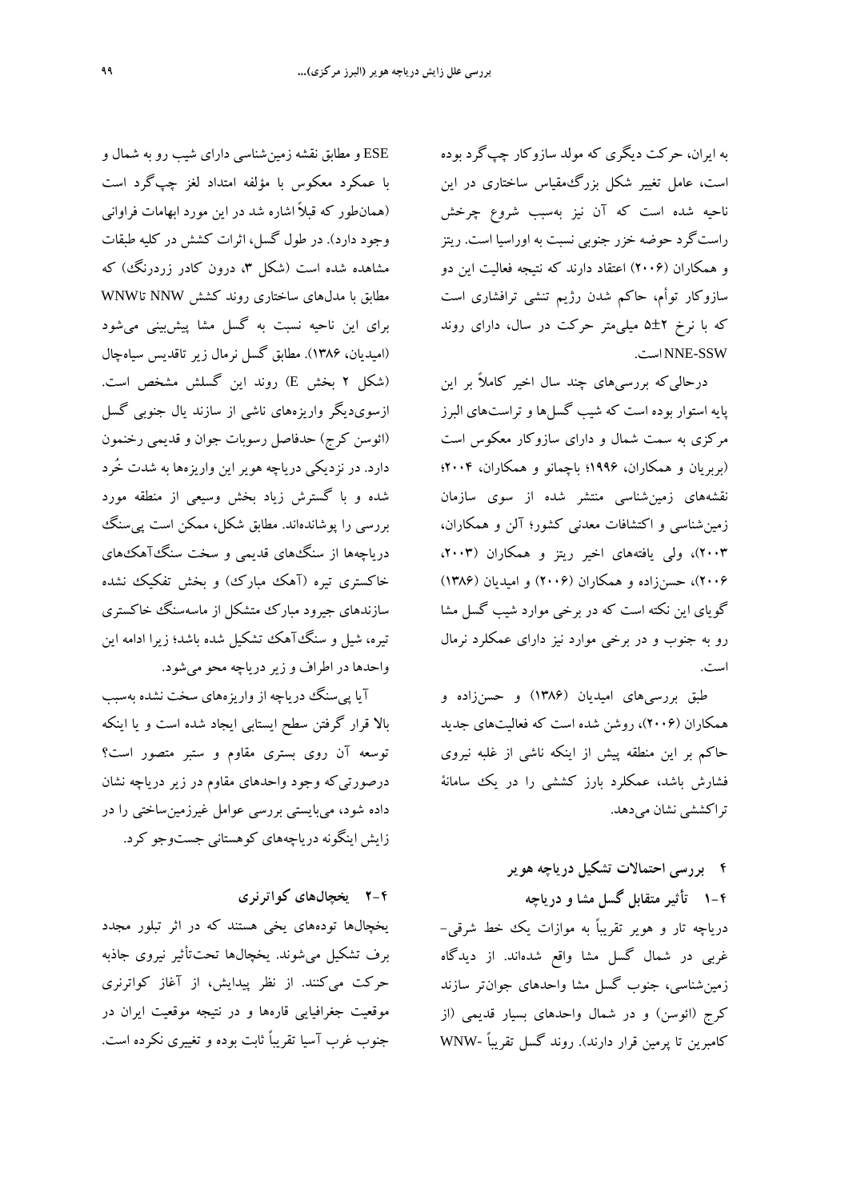به ایران، حرکت دیگری که مولد سازوکار چپ‌گرد بوده است، عامل تغییر شکل بزرگ‌مقیاس ساختاری در این ناحیه شده است که آن نیز به‌سبب شروع چرخش راست‌گرد حوضه خزر جنوبی نسبت به اوراسیا است. ریتز و همکاران (۲۰۰۶) اعتقاد دارند که نتیجه فعالیت این دو سازوکار توأم، حاکم شدن رژیم تنشی ترافشاری است که با نرخ ۲±۵ میلی‌متر حرکت در سال، دارای روند NNE-SSW است.

درحالی‌که بررسی‌های چند سال اخیر کاملاً بر این پایه استوار بوده است که شیب گسل‌ها و تراست‌های البرز مرکزی به سمت شمال و دارای سازوکار معکوس است (بربریان و همکاران، ۱۹۹۶؛ باچمانو و همکاران، ۲۰۰۴؛ نقشه‌های زمین‌شناسی منتشر شده از سوی سازمان زمین‌شناسی و اکتشافات معدنی کشور؛ آلن و همکاران، ۲۰۰۳)، ولی یافته‌های اخیر ریتز و همکاران (۲۰۰۳، ۲۰۰۶)، حسن‌زاده و همکاران (۲۰۰۶) و امیدیان (۱۳۸۶) گویای این نکته است که در برخی موارد شیب گسل مشا رو به جنوب و در برخی موارد نیز دارای عملکرد نرمال است.

طبق بررسی‌های امیدیان (۱۳۸۶) و حسن‌زاده و همکاران (۲۰۰۶)، روشن شده است که فعالیت‌های جدید حاکم بر این منطقه پیش از اینکه ناشی از غلبه نیروی فشارش باشد، عملکرد بارز کششی را در یک سامانهٔ تراکششی نشان می‌دهد.

## ۴ بررسی احتمالات تشکیل دریاچه هویر

### ۴-۱ تأثیر متقابل گسل مشا و دریاچه

دریاچه تار و هویر تقریباً به موازات یک خط شرقی-غربی در شمال گسل مشا واقع شده‌اند. از دیدگاه زمین‌شناسی، جنوب گسل مشا واحدهای جوان‌تر سازند کرج (ائوسن) و در شمال واحدهای بسیار قدیمی (از کامبرین تا پرمین قرار دارند). روند گسل تقریباً WNW-ESE و مطابق نقشه زمین‌شناسی دارای شیب رو به شمال و با عمکرد معکوس با مؤلفه امتداد لغز چپ‌گرد است (همان‌طور که قبلاً اشاره شد در این مورد ابهامات فراوانی وجود دارد). در طول گسل، اثرات کشش در کلیه طبقات مشاهده شده است (شکل ۳، درون کادر زردرنگ) که مطابق با مدل‌های ساختاری روند کشش NNW تا WNW برای این ناحیه نسبت به گسل مشا پیش‌بینی می‌شود (امیدیان، ۱۳۸۶). مطابق گسل نرمال زیر تاقدیس سیاه‌چال (شکل ۲ بخش E) روند این گسلش مشخص است. ازسوی‌دیگر واریزه‌های ناشی از سازند یال جنوبی گسل (ائوسن کرج) حدفاصل رسوبات جوان و قدیمی رخنمون دارد. در نزدیکی دریاچه هویر این واریزه‌ها به شدت خُرد شده و با گسترش زیاد بخش وسیعی از منطقه مورد بررسی را پوشانده‌اند. مطابق شکل، ممکن است پی‌سنگ دریاچه‌ها از سنگ‌های قدیمی و سخت سنگ‌آهک‌های خاکستری تیره (آهک مبارک) و بخش تفکیک نشده سازندهای جیرود مبارک متشکل از ماسه‌سنگ خاکستری تیره، شیل و سنگ‌آهک تشکیل شده باشد؛ زیرا ادامه این واحدها در اطراف و زیر دریاچه محو می‌شود.

آیا پی‌سنگ دریاچه از واریزه‌های سخت نشده به‌سبب بالا قرار گرفتن سطح ایستابی ایجاد شده است و یا اینکه توسعه آن روی بستری مقاوم و ستبر متصور است؟ درصورتی‌که وجود واحدهای مقاوم در زیر دریاچه نشان داده شود، می‌بایستی بررسی عوامل غیرزمین‌ساختی را در زایش اینگونه دریاچه‌های کوهستانی جست‌وجو کرد.

### ۴-۲ یخچال‌های کواترنری

یخچال‌ها توده‌های یخی هستند که در اثر تبلور مجدد برف تشکیل می‌شوند. یخچال‌ها تحت‌تأثیر نیروی جاذبه حرکت می‌کنند. از نظر پیدایش، از آغاز کواترنری موقعیت جغرافیایی قاره‌ها و در نتیجه موقعیت ایران در جنوب غرب آسیا تقریباً ثابت بوده و تغییری نکرده است.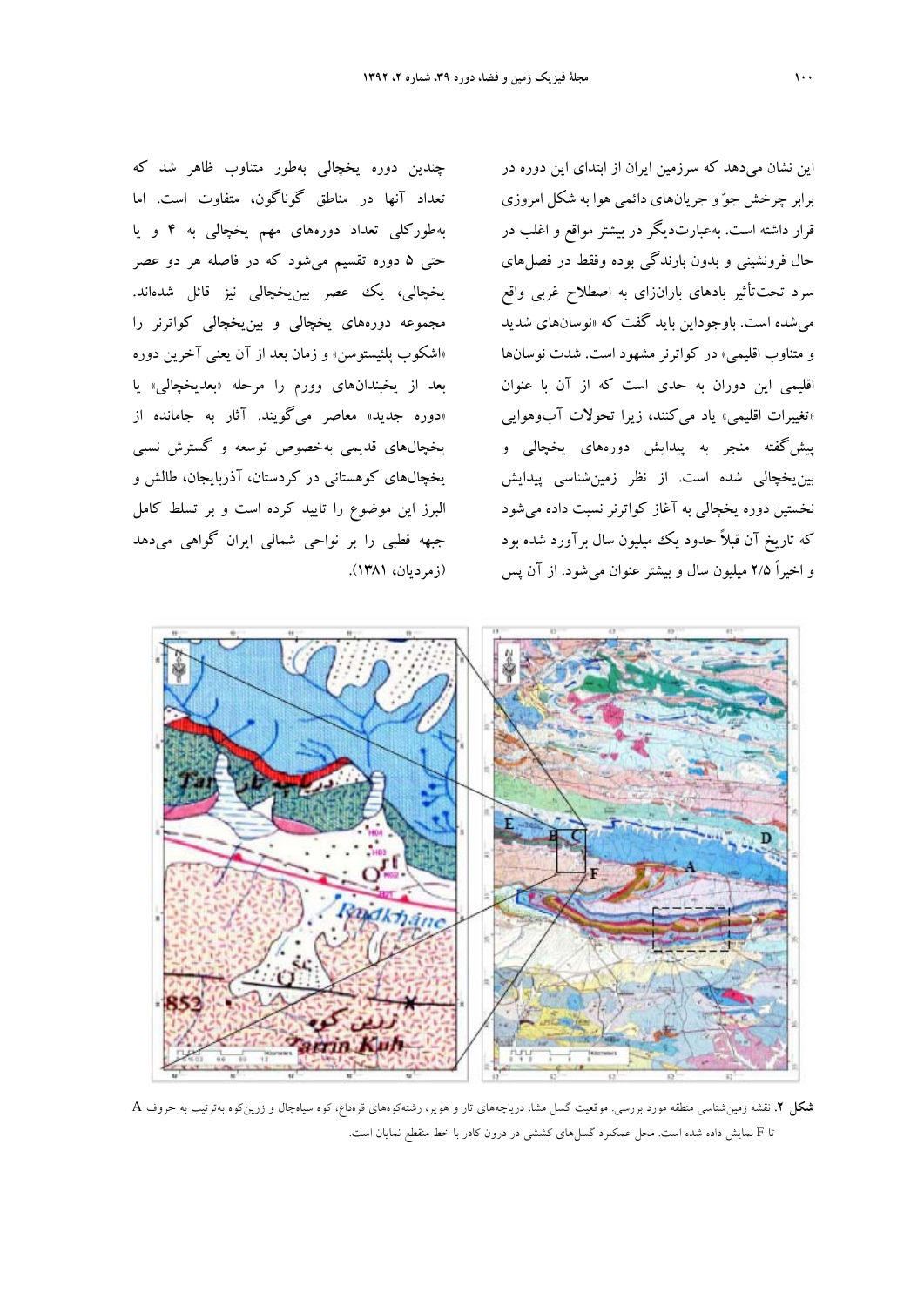این نشان می‌دهد که سرزمین ایران از ابتدای این دوره در برابر چرخش جوّ و جریان‌های دائمی هوا به شکل امروزی قرار داشته است. به‌عبارت‌دیگر در بیشتر مواقع و اغلب در حال فرونشینی و بدون بارندگی بوده وفقط در فصل‌های سرد تحت‌تأثیر بادهای باران‌زای به اصطلاح غربی واقع می‌شده است. باوجوداین باید گفت که «نوسان‌های شدید و متناوب اقلیمی» در کواترنر مشهود است. شدت نوسان‌ها اقلیمی این دوران به حدی است که از آن با عنوان «تغییرات اقلیمی» یاد می‌کنند، زیرا تحولات آب‌وهوایی پیش‌گفته منجر به پیدایش دوره‌های یخچالی و بین‌یخچالی شده است. از نظر زمین‌شناسی پیدایش نخستین دوره یخچالی به آغاز کواترنر نسبت داده می‌شود که تاریخ آن قبلاً حدود یک میلیون سال برآورد شده بود و اخیراً ۲/۵ میلیون سال و بیشتر عنوان می‌شود. از آن پس چندین دوره یخچالی به‌طور متناوب ظاهر شد که تعداد آنها در مناطق گوناگون، متفاوت است. اما به‌طورکلی تعداد دوره‌های مهم یخچالی به ۴ و یا حتی ۵ دوره تقسیم می‌شود که در فاصله هر دو عصر یخچالی، یک عصر بین‌یخچالی نیز قائل شده‌اند. مجموعه دوره‌های یخچالی و بین‌یخچالی کواترنر را «اشکوب پلئیستوسن» و زمان بعد از آن یعنی آخرین دوره بعد از یخبندان‌های وورم را مرحله «بعدیخچالی» یا «دوره جدید» معاصر می‌گویند. آثار به جامانده از یخچال‌های قدیمی به‌خصوص توسعه و گسترش نسبی یخچال‌های کوهستانی در کردستان، آذربایجان، طالش و البرز این موضوع را تایید کرده است و بر تسلط کامل جبهه قطبی را بر نواحی شمالی ایران گواهی می‌دهد (زمردیان، ۱۳۸۱).

**شکل ۲.** نقشه زمین‌شناسی منطقه مورد بررسی. موقعیت گسل مشا، دریاچه‌های تار و هویر، رشته‌کوه‌های قره‌داغ، کوه سیاه‌چال و زرین‌کوه به‌ترتیب به حروف A تا F نمایش داده شده است. محل عملکرد گسل‌های کششی در درون کادر با خط منقطع نمایان است.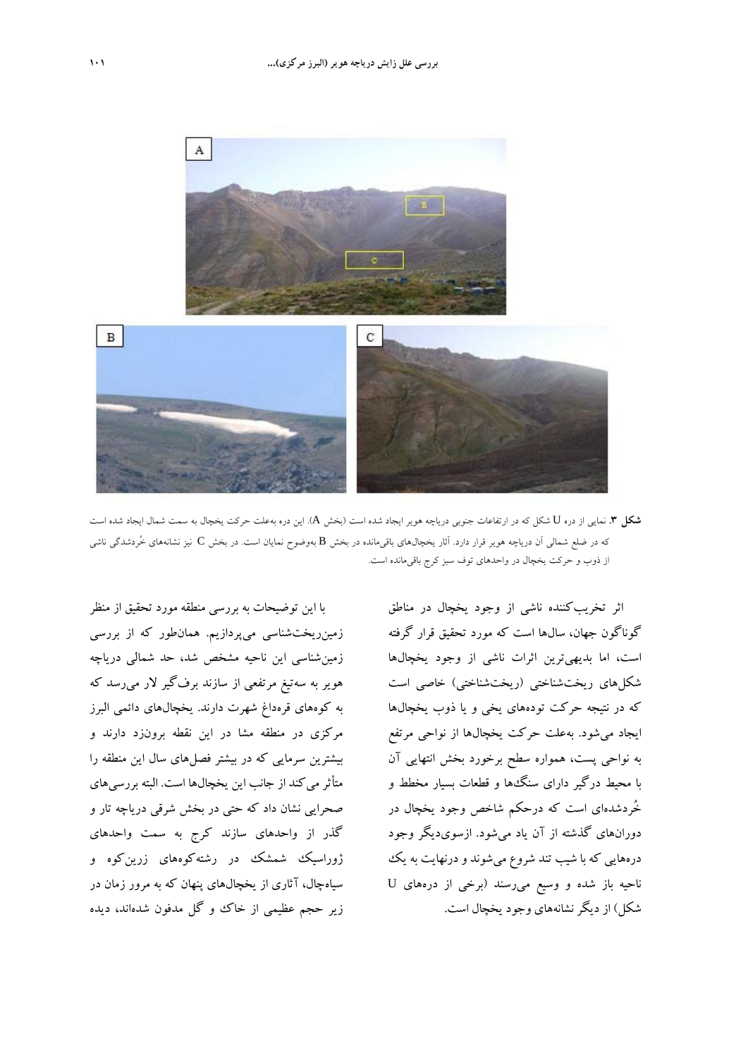**شکل ۳.** نمایی از دره U شکل که در ارتفاعات جنوبی دریاچه هویر ایجاد شده است (بخش A). این دره به‌علت حرکت یخچال به سمت شمال ایجاد شده است که در ضلع شمالی آن دریاچه هویر قرار دارد. آثار یخچال‌های باقی‌مانده در بخش B به‌وضوح نمایان است. در بخش C نیز نشانه‌های خُردشدگی ناشی از ذوب و حرکت یخچال در واحدهای توف سبز کرج باقی‌مانده است.

اثر تخریب‌کننده ناشی از وجود یخچال در مناطق گوناگون جهان، سال‌ها است که مورد تحقیق قرار گرفته است، اما بدیهی‌ترین اثرات ناشی از وجود یخچال‌ها شکل‌های ریخت‌شناختی (ریخت‌شناختی) خاصی است که در نتیجه حرکت توده‌های یخی و یا ذوب یخچال‌ها ایجاد می‌شود. به‌علت حرکت یخچال‌ها از نواحی مرتفع به نواحی پست، همواره سطح برخورد بخش انتهایی آن با محیط درگیر دارای سنگ‌ها و قطعات بسیار مخطط و خُردشده‌ای است که درحکم شاخص وجود یخچال در دوران‌های گذشته از آن یاد می‌شود. ازسوی‌دیگر وجود دره‌هایی که با شیب تند شروع می‌شوند و درنهایت به یک ناحیه باز شده و وسیع می‌رسند (برخی از دره‌های U شکل) از دیگر نشانه‌های وجود یخچال است.

با این توضیحات به بررسی منطقه مورد تحقیق از منظر زمین‌ریخت‌شناسی می‌پردازیم. همان‌طور که از بررسی زمین‌شناسی این ناحیه مشخص شد، حد شمالی دریاچه هویر به سه‌تیغ مرتفعی از سازند برف‌گیر لار می‌رسد که به کوه‌های قره‌داغ شهرت دارند. یخچال‌های دائمی البرز مرکزی در منطقه مشا در این نقطه برونزد دارند و بیشترین سرمایی که در بیشتر فصل‌های سال این منطقه را متأثر می‌کند از جانب این یخچال‌ها است. البته بررسی‌های صحرایی نشان داد که حتی در بخش شرقی دریاچه تار و گذر از واحدهای سازند کرج به سمت واحدهای ژوراسیک شمشک در رشته‌کوه‌های زرین‌کوه و سیاه‌چال، آثاری از یخچال‌های پنهان که به مرور زمان در زیر حجم عظیمی از خاک و گل مدفون شده‌اند، دیده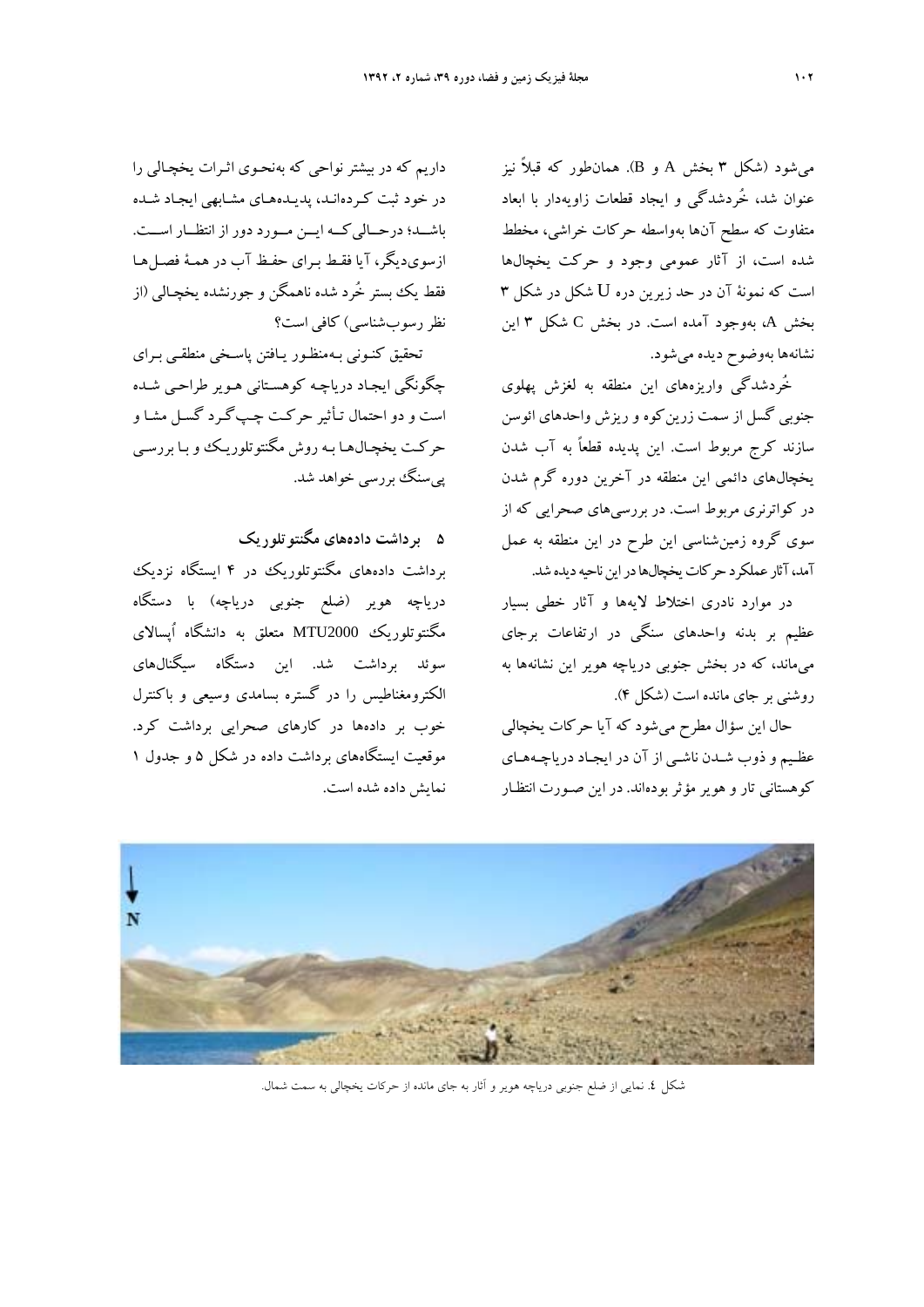می‌شود (شکل ۳ بخش A و B). همان‌طور که قبلاً نیز عنوان شد، خُردشدگی و ایجاد قطعات زاویه‌دار با ابعاد متفاوت که سطح آن‌ها به‌واسطه حرکات خراشی، مخطط شده است، از آثار عمومی وجود و حرکت یخچال‌ها است که نمونهٔ آن در حد زیرین دره U شکل در شکل ۳ بخش A، به‌وجود آمده است. در بخش C شکل ۳ این نشانه‌ها به‌وضوح دیده می‌شود.

خُردشدگی واریزه‌های این منطقه به لغزش پهلوی جنوبی گسل از سمت زرین‌کوه و ریزش واحدهای ائوسن سازند کرج مربوط است. این پدیده قطعاً به آب شدن یخچال‌های دائمی این منطقه در آخرین دوره گرم شدن در کواترنری مربوط است. در بررسی‌های صحرایی که از سوی گروه زمین‌شناسی این طرح در این منطقه به عمل آمد، آثار عملکرد حرکات یخچال‌ها در این ناحیه دیده شد.

در موارد نادری اختلاط لایه‌ها و آثار خطی بسیار عظیم بر بدنه واحدهای سنگی در ارتفاعات برجای می‌ماند، که در بخش جنوبی دریاچه هویر این نشانه‌ها به روشنی بر جای مانده است (شکل ۴).

حال این سؤال مطرح می‌شود که آیا حرکات یخچالی عظیم و ذوب شدن ناشی از آن در ایجاد دریاچه‌های کوهستانی تار و هویر مؤثر بوده‌اند. در این صورت انتظار داریم که در بیشتر نواحی که به‌نحوی اثرات یخچالی را در خود ثبت کرده‌اند، پدیده‌های مشابهی ایجاد شده باشد؛ درحالی‌که این مورد دور از انتظار است. ازسوی‌دیگر، آیا فقط برای حفظ آب در همهٔ فصل‌ها فقط یک بستر خُرد شده ناهمگن و جورنشده یخچالی (از نظر رسوب‌شناسی) کافی است؟

تحقیق کنونی به‌منظور یافتن پاسخی منطقی برای چگونگی ایجاد دریاچه کوهستانی هویر طراحی شده است و دو احتمال تأثیر حرکت چپ‌گرد گسل مشا و حرکت یخچال‌ها به روش مگنتوتلوریک و با بررسی پی‌سنگ بررسی خواهد شد.

## ۵ برداشت داده‌های مگنتوتلوریک

برداشت داده‌های مگنتوتلوریک در ۴ ایستگاه نزدیک دریاچه هویر (ضلع جنوبی دریاچه) با دستگاه مگنتوتلوریک MTU2000 متعلق به دانشگاه اُپسالای سوئد برداشت شد. این دستگاه سیگنال‌های الکترومغناطیس را در گستره بسامدی وسیعی و باکنترل خوب بر داده‌ها در کارهای صحرایی برداشت کرد. موقعیت ایستگاه‌های برداشت داده در شکل ۵ و جدول ۱ نمایش داده شده است.

شکل ٤. نمایی از ضلع جنوبی دریاچه هویر و آثار به جای مانده از حرکات یخچالی به سمت شمال.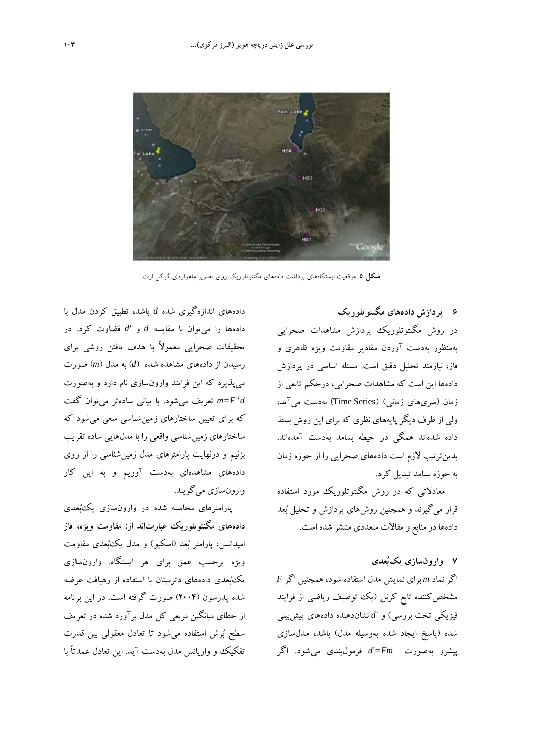**شکل ۵**. موقعیت ایستگاه‌های برداشت داده‌های مگنتوتلوریک روی تصویر ماهواره‌ای گوگل ارت.

## ۶ پردازش داده‌های مگنتوتلوریک

در روش مگنتوتلوریک پردازش مشاهدات صحرایی به‌منظور به‌دست آوردن مقادیر مقاومت ویژه ظاهری و فاز، نیازمند تحلیل دقیق است. مسئله اساسی در پردازش داده‌ها این است که مشاهدات صحرایی، درحکم تابعی از زمان (سری‌های زمانی) (Time Series) به‌دست می‌آید، ولی از طرف دیگر پایه‌های نظری که برای این روش بسط داده شده‌اند همگی در حیطه بسامد به‌دست آمده‌اند. بدین‌ترتیب لازم است داده‌های صحرایی را از حوزه زمان به حوزه بسامد تبدیل کرد.

معادلاتی که در روش مگنتوتلوریک مورد استفاده قرار می‌گیرند و همچنین روش‌های پردازش و تحلیل بُعد داده‌ها در منابع و مقالات متعددی منتشر شده است.

## ۷ وارون‌سازی یک‌بُعدی

اگر نماد $m$ برای نمایش مدل استفاده شود، همچنین اگر $F$ مشخص‌کننده تابع کرنل (یک توصیف ریاضی از فرایند فیزیکی تحت بررسی) و $d'$ نشان‌دهنده داده‌های پیش‌بینی شده (پاسخ ایجاد شده به‌وسیله مدل) باشد، مدل‌سازی پیشرو به‌صورت $d'=Fm$ فرمول‌بندی می‌شود. اگر داده‌های اندازه‌گیری شده $d$ باشد، تطبیق کردن مدل با داده‌ها را می‌توان با مقایسه $d$ و $d'$ قضاوت کرد. در تحقیقات صحرایی معمولاً با هدف یافتن روشی برای رسیدن از داده‌های مشاهده شده ($d$) به مدل ($m$) صورت می‌پذیرد که این فرایند وارون‌سازی نام دارد و به‌صورت $m=F^{-1}d$ تعریف می‌شود. با بیانی ساده‌تر می‌توان گفت که برای تعیین ساختارهای زمین‌شناسی سعی می‌شود که ساختارهای زمین‌شناسی واقعی را با مدل‌هایی ساده تقریب بزنیم و درنهایت پارامترهای مدل زمین‌شناسی را از روی داده‌های مشاهده‌ای به‌دست آوریم و به این کار وارون‌سازی می‌گویند.

پارامترهای محاسبه شده در وارون‌سازی یک‌بُعدی داده‌های مگنتوتلوریک عبارت‌اند از: مقاومت ویژه، فاز امپدانس، پارامتر بُعد (اسکیو) و مدل یک‌بُعدی مقاومت ویژه برحسب عمق برای هر ایستگاه. وارون‌سازی یک‌بُعدی داده‌های دترمینان با استفاده از رهیافت عرضه شده پدرسون (۲۰۰۴) صورت گرفته است. در این برنامه از خطای میانگین مربعی کل مدل برآورد شده در تعریف سطح بُرش استفاده می‌شود تا تعادل معقولی بین قدرت تفکیک و واریانس مدل به‌دست آید. این تعادل عمدتاً با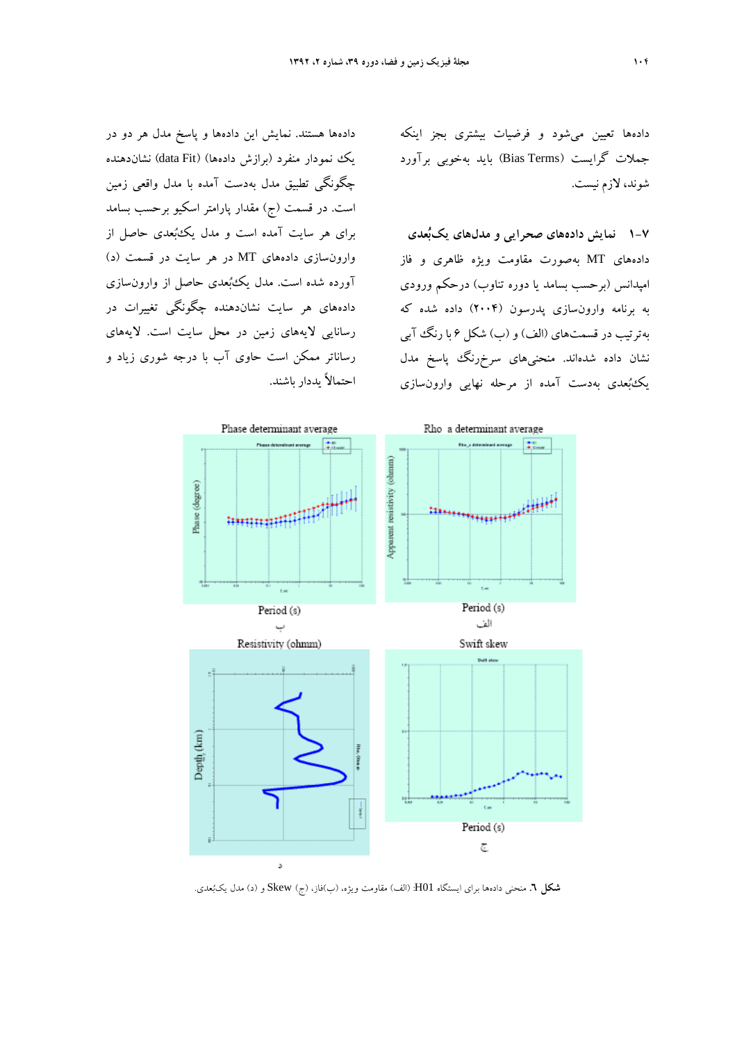داده‌ها تعیین می‌شود و فرضیات بیشتری بجز اینکه جملات گرایست (Bias Terms) باید به‌خوبی برآورد شوند، لازم نیست.

## ۷-۱ نمایش داده‌های صحرایی و مدل‌های یک‌بُعدی

داده‌های MT به‌صورت مقاومت ویژه ظاهری و فاز امپدانس (برحسب بسامد یا دوره تناوب) درحکم ورودی به برنامه وارون‌سازی پدرسون (۲۰۰۴) داده شده که به‌ترتیب در قسمت‌های (الف) و (ب) شکل ۶ با رنگ آبی نشان داده شده‌اند. منحنی‌های سرخ‌رنگ پاسخ مدل یک‌بُعدی به‌دست آمده از مرحله نهایی وارون‌سازی داده‌ها هستند. نمایش این داده‌ها و پاسخ مدل هر دو در یک نمودار منفرد (برازش داده‌ها) (data Fit) نشان‌دهنده چگونگی تطبیق مدل به‌دست آمده با مدل واقعی زمین است. در قسمت (ج) مقدار پارامتر اسکیو برحسب بسامد برای هر سایت آمده است و مدل یک‌بُعدی حاصل از وارون‌سازی داده‌های MT در هر سایت در قسمت (د) آورده شده است. مدل یک‌بُعدی حاصل از وارون‌سازی داده‌های هر سایت نشان‌دهنده چگونگی تغییرات در رسانایی لایه‌های زمین در محل سایت است. لایه‌های رسانا‌تر ممکن است حاوی آب با درجه شوری زیاد و احتمالاً یددار باشند.

**شکل ٦.** منحنی داده‌ها برای ایستگاه H01: (الف) مقاومت ویژه، (ب)فاز، (ج) Skew و (د) مدل یک‌بُعدی.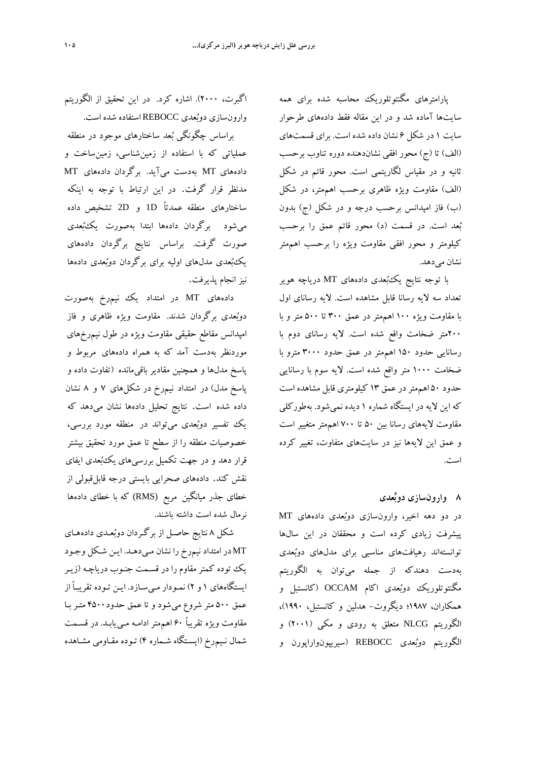پارامترهای مگنتوتلوریک محاسبه شده برای همه سایت‌ها آماده شد و در این مقاله فقط داده‌های طرحوار سایت ۱ در شکل ۶ نشان داده شده است. برای قسمت‌های (الف) تا (ج) محور افقی نشان‌دهنده دوره تناوب برحسب ثانیه و در مقیاس لگاریتمی است. محور قائم در شکل (الف) مقاومت ویژه ظاهری برحسب اهم‌متر، در شکل (ب) فاز امپدانس برحسب درجه و در شکل (ج) بدون بُعد است. در قسمت (د) محور قائم عمق را برحسب کیلومتر و محور افقی مقاومت ویژه را برحسب اهم‌متر نشان می‌دهد.

با توجه نتایج یک‌بُعدی داده‌های MT دریاچه هوبر تعداد سه لایه رسانا قابل مشاهده است. لایه رسانای اول با مقاومت ویژه ۱۰۰ اهم‌متر در عمق ۳۰۰ تا ۵۰۰ متر و با ۲۰۰متر ضخامت واقع شده است. لایه رسانای دوم با رسانایی حدود ۱۵۰ اهم‌متر در عمق حدود ۳۰۰۰ مترو با ضخامت ۱۰۰۰ متر واقع شده است. لایه سوم با رسانایی حدود ۵۰ اهم‌متر در عمق ۱۳ کیلومتری قابل مشاهده است که این لایه در ایستگاه شماره ۱ دیده نمی‌شود. به‌طورکلی مقاومت لایه‌های رسانا بین ۵۰ تا ۷۰۰ اهم‌متر متغییر است و عمق این لایه‌ها نیز در سایت‌های متفاوت، تغییر کرده است.

## ۸ وارون‌سازی دوبُعدی

در دو دهه اخیر، وارون‌سازی دوبُعدی داده‌های MT پیشرفت زیادی کرده است و محققان در این سال‌ها توانسته‌اند رهیافت‌های مناسبی برای مدل‌های دوبُعدی به‌دست دهندکه از جمله می‌توان به الگوریتم مگنتوتلوریک دوبُعدی اکام OCCAM (کانستبل و همکاران، ۱۹۸۷؛ دیگروت- هدلین و کانستبل، ۱۹۹۰)، الگوریتم NLCG متعلق به رودی و مکی (۲۰۰۱) و الگوریتم دوبُعدی REBOCC (سیرپیون‌واراپورن و اگبرت، ۲۰۰۰). اشاره کرد. در این تحقیق از الگوریتم وارون‌سازی دوبُعدی REBOCC استفاده شده است.

براساس چگونگی بُعد ساختارهای موجود در منطقه عملیاتی که با استفاده از زمین‌شناسی، زمین‌ساخت و داده‌های MT به‌دست می‌آید. برگردان داده‌های MT مدنظر قرار گرفت. در این ارتباط با توجه به اینکه ساختارهای منطقه عمدتاً 1D و 2D تشخیص داده می‌شود برگردان داده‌ها ابتدا به‌صورت یک‌بُعدی صورت گرفت. براساس نتایج برگردان داده‌های یک‌بُعدی مدل‌های اولیه برای برگردان دوبُعدی داده‌ها نیز انجام پذیرفت.

داده‌های MT در امتداد یک نیم‌رخ به‌صورت دوبُعدی برگردان شدند. مقاومت ویژه ظاهری و فاز امپدانس مقاطع حقیقی مقاومت ویژه در طول نیم‌رخ‌های موردنظر به‌دست آمد که به همراه داده‌های مربوط و پاسخ مدل‌ها و همچنین مقادیر باقی‌مانده (تفاوت داده و پاسخ مدل) در امتداد نیم‌رخ در شکل‌های ۷ و ۸ نشان داده شده است. نتایج تحلیل داده‌ها نشان می‌دهد که یک تفسیر دوبُعدی می‌تواند در منطقه مورد بررسی، خصوصیات منطقه را از سطح تا عمق مورد تحقیق بیشتر قرار دهد و در جهت تکمیل بررسی‌های یک‌بُعدی ایفای نقش کند. داده‌های صحرایی بایستی درجه قابل‌قبولی از خطای جذر میانگین مربع (RMS) که با خطای داده‌ها نرمال شده است داشته باشند.

شکل ۸ نتایج حاصل از برگردان دوبُعدی داده‌های MT در امتداد نیم‌رخ را نشان می‌دهد. این شکل وجود یک توده کمتر مقاوم را در قسمت جنوب دریاچه (زیر ایستگاه‌های ۱ و ۲) نمودار می‌سازد. این توده تقریباً از عمق ۵۰۰ متر شروع می‌شود و تا عمق حدود ۴۵۰۰ متر با مقاومت ویژه تقریباً ۶۰ اهم‌متر ادامه می‌یابد. در قسمت شمال نیم‌رخ (ایستگاه شماره ۴) توده مقاومی مشاهده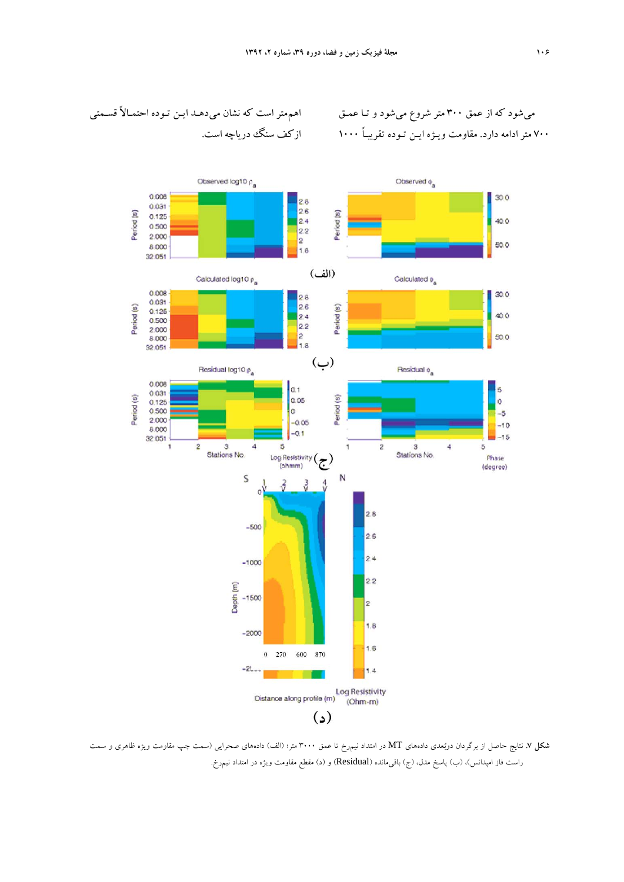می‌شود که از عمق ۳۰۰ متر شروع می‌شود و تـا عمـق ۷۰۰ متر ادامه دارد. مقاومت ویـژه ایـن تـوده تقریبـاً ۱۰۰۰ اهم‌متر است که نشان می‌دهـد ایـن تـوده احتمـالاً قسـمتی ازکف سنگ دریاچه است.

**شکل ۷.** نتایج حاصل از برگردان دوبُعدی داده‌های MT در امتداد نیمرخ تا عمق ۳۰۰۰ متر؛ (الف) داده‌های صحرایی (سمت چپ مقاومت ویژه ظاهری و سمت راست فاز امپدانس)، (ب) پاسخ مدل، (ج) باقی‌مانده (Residual) و (د) مقطع مقاومت ویژه در امتداد نیمرخ.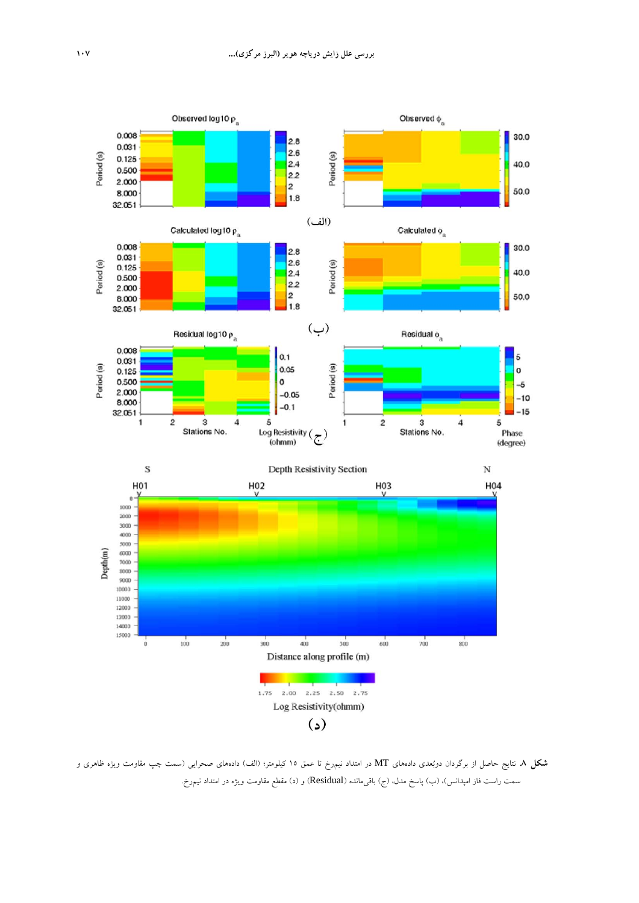**شکل ۸.** نتایج حاصل از برگردان دوبُعدی داده‌های MT در امتداد نیمرخ تا عمق ۱۵ کیلومتر؛ (الف) داده‌های صحرایی (سمت چپ مقاومت ویژه ظاهری و سمت راست فاز امپدانس)، (ب) پاسخ مدل، (ج) باقی‌مانده (Residual) و (د) مقطع مقاومت ویژه در امتداد نیمرخ.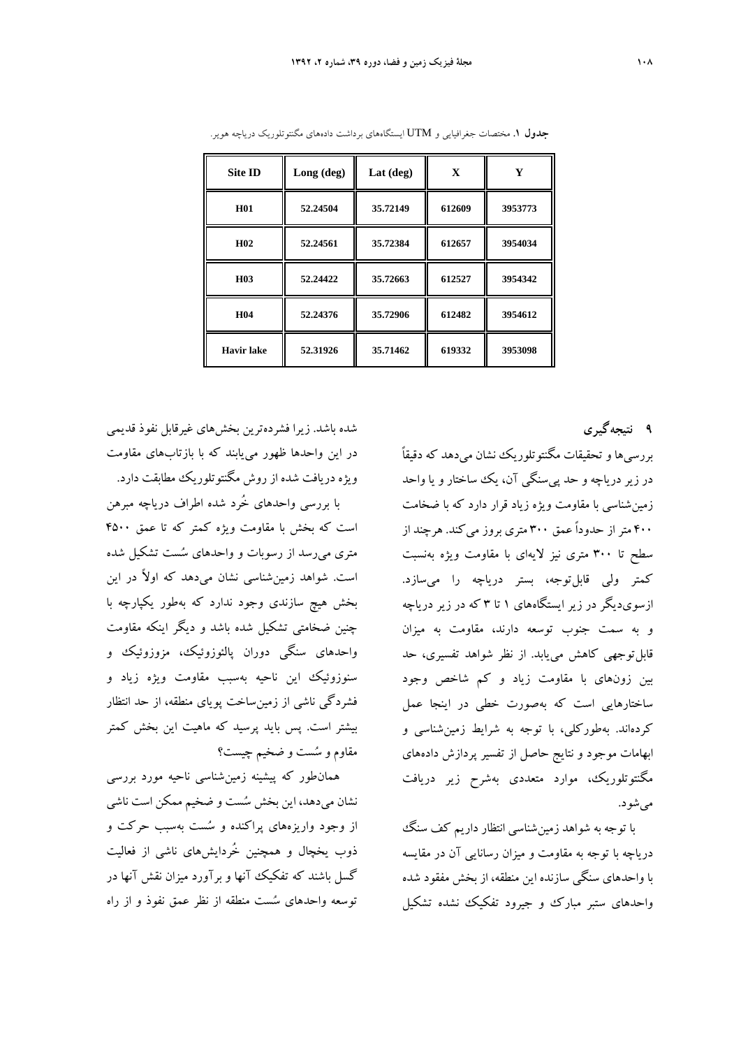**جدول ۱.** مختصات جغرافیایی و UTM ایستگاه‌های برداشت داده‌های مگنتوتلوریک دریاچه هویر.

| Site ID | Long (deg) | Lat (deg) | X | Y |
|---|---|---|---|---|
| H01 | 52.24504 | 35.72149 | 612609 | 3953773 |
| H02 | 52.24561 | 35.72384 | 612657 | 3954034 |
| H03 | 52.24422 | 35.72663 | 612527 | 3954342 |
| H04 | 52.24376 | 35.72906 | 612482 | 3954612 |
| Havir lake | 52.31926 | 35.71462 | 619332 | 3953098 |

## ۹ نتیجه‌گیری

بررسی‌ها و تحقیقات مگنتوتلوریک نشان می‌دهد که دقیقاً در زیر دریاچه و حد پی‌سنگی آن، یک ساختار و یا واحد زمین‌شناسی با مقاومت ویژه زیاد قرار دارد که با ضخامت ۴۰۰ متر از حدوداً عمق ۳۰۰ متری بروز می‌کند. هرچند از سطح تا ۳۰۰ متری نیز لایه‌ای با مقاومت ویژه به‌نسبت کمتر ولی قابل‌توجه، بستر دریاچه را می‌سازد. ازسوی‌دیگر در زیر ایستگاه‌های ۱ تا ۳ که در زیر دریاچه و به سمت جنوب توسعه دارند، مقاومت به میزان قابل‌توجهی کاهش می‌یابد. از نظر شواهد تفسیری، حد بین زون‌های با مقاومت زیاد و کم شاخص وجود ساختارهایی است که به‌صورت خطی در اینجا عمل کرده‌اند. به‌طورکلی، با توجه به شرایط زمین‌شناسی و ابهامات موجود و نتایج حاصل از تفسیر پردازش داده‌های مگنتوتلوریک، موارد متعددی به‌شرح زیر دریافت می‌شود.

با توجه به شواهد زمین‌شناسی انتظار داریم کف سنگ دریاچه با توجه به مقاومت و میزان رسانایی آن در مقایسه با واحدهای سنگی سازنده این منطقه، از بخش مفقود شده واحدهای ستبر مبارک و جیرود تفکیک نشده تشکیل شده باشد. زیرا فشرده‌ترین بخش‌های غیرقابل نفوذ قدیمی در این واحدها ظهور می‌یابند که با بازتاب‌های مقاومت ویژه دریافت شده از روش مگنتوتلوریک مطابقت دارد.

با بررسی واحدهای خُرد شده اطراف دریاچه مبرهن است که بخش با مقاومت ویژه کمتر که تا عمق ۴۵۰۰ متری می‌رسد از رسوبات و واحدهای سُست تشکیل شده است. شواهد زمین‌شناسی نشان می‌دهد که اولاً در این بخش هیچ سازندی وجود ندارد که به‌طور یکپارچه با چنین ضخامتی تشکیل شده باشد و دیگر اینکه مقاومت واحدهای سنگی دوران پالئوزوئیک، مزوزوئیک و سنوزوئیک این ناحیه به‌سبب مقاومت ویژه زیاد و فشردگی ناشی از زمین‌ساخت پویای منطقه، از حد انتظار بیشتر است. پس باید پرسید که ماهیت این بخش کمتر مقاوم و سُست و ضخیم چیست؟

همان‌طور که پیشینه زمین‌شناسی ناحیه مورد بررسی نشان می‌دهد، این بخش سُست و ضخیم ممکن است ناشی از وجود واریزه‌های پراکنده و سُست به‌سبب حرکت و ذوب یخچال و همچنین خُردایش‌های ناشی از فعالیت گسل باشند که تفکیک آنها و برآورد میزان نقش آنها در توسعه واحدهای سُست منطقه از نظر عمق نفوذ و از راه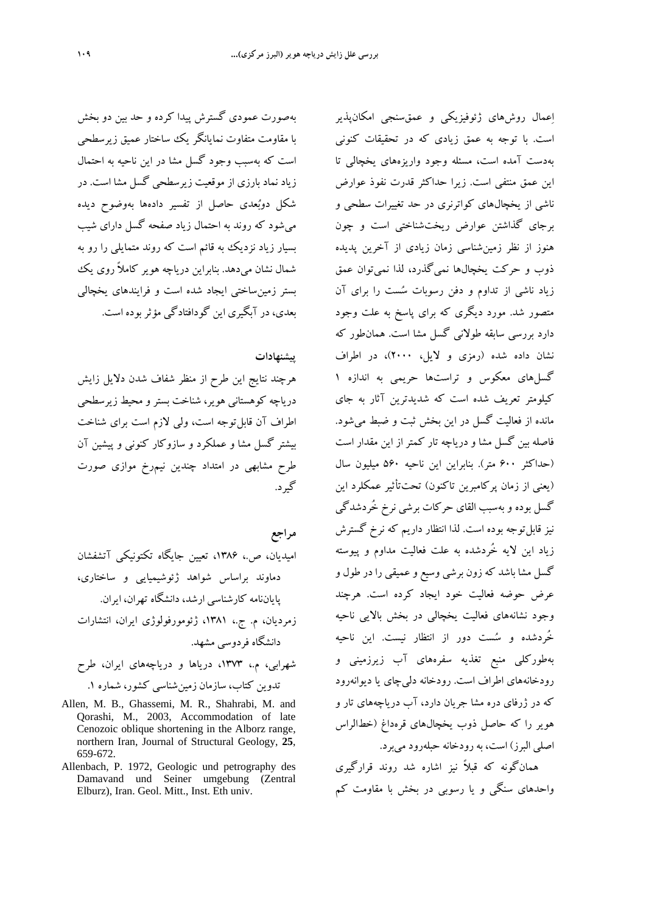اِعمال روش‌های ژئوفیزیکی و عمق‌سنجی امکان‌پذیر است. با توجه به عمق زیادی که در تحقیقات کنونی به‌دست آمده است، مسئله وجود واریزه‌های یخچالی تا این عمق منتفی است. زیرا حداکثر قدرت نفوذ عوارض ناشی از یخچال‌های کواترنری در حد تغییرات سطحی و برجای گذاشتن عوارض ریخت‌شناختی است و چون هنوز از نظر زمین‌شناسی زمان زیادی از آخرین پدیده ذوب و حرکت یخچال‌ها نمی‌گذرد، لذا نمی‌توان عمق زیاد ناشی از تداوم و دفن رسوبات سُست را برای آن متصور شد. مورد دیگری که برای پاسخ به علت وجود دارد بررسی سابقه طولانی گسل مشا است. همان‌طور که نشان داده شده (رمزی و لایل، ۲۰۰۰)، در اطراف گسل‌های معکوس و تراست‌ها حریمی به اندازه ۱ کیلومتر تعریف شده است که شدیدترین آثار به جای مانده از فعالیت گسل در این بخش ثبت و ضبط می‌شود. فاصله بین گسل مشا و دریاچه تار کمتر از این مقدار است (حداکثر ۶۰۰ متر). بنابراین این ناحیه ۵۶۰ میلیون سال (یعنی از زمان پرکامبرین تاکنون) تحت‌تأثیر عملکرد این گسل بوده و به‌سبب القای حرکات برشی نرخ خُردشدگی نیز قابل‌توجه بوده است. لذا انتظار داریم که نرخ گسترش زیاد این لایه خُردشده به علت فعالیت مداوم و پیوسته گسل مشا باشد که زون برشی وسیع و عمیقی را در طول و عرض حوضه فعالیت خود ایجاد کرده است. هرچند وجود نشانه‌های فعالیت یخچالی در بخش بالایی ناحیه خُردشده و سُست دور از انتظار نیست. این ناحیه به‌طورکلی منبع تغذیه سفره‌های آب زیرزمینی و رودخانه‌های اطراف است. رودخانه دلی‌چای یا دیوانه‌رود که در ژرفای دره مشا جریان دارد، آب دریاچه‌های تار و هویر را که حاصل ذوب یخچال‌های قره‌داغ (خط‌الراس اصلی البرز) است، به رودخانه حبله‌رود می‌برد.

همان‌گونه که قبلاً نیز اشاره شد روند قرارگیری واحدهای سنگی و یا رسوبی در بخش با مقاومت کم به‌صورت عمودی گسترش پیدا کرده و حد بین دو بخش با مقاومت متفاوت نمایانگر یک ساختار عمیق زیرسطحی است که به‌سبب وجود گسل مشا در این ناحیه به احتمال زیاد نماد بارزی از موقعیت زیرسطحی گسل مشا است. در شکل دوبُعدی حاصل از تفسیر داده‌ها به‌وضوح دیده می‌شود که روند به احتمال زیاد صفحه گسل دارای شیب بسیار زیاد نزدیک به قائم است که روند متمایلی را رو به شمال نشان می‌دهد. بنابراین دریاچه هویر کاملاً روی یک بستر زمین‌ساختی ایجاد شده است و فرایندهای یخچالی بعدی، در آبگیری این گودافتادگی مؤثر بوده است.

**پیشنهادات**

هرچند نتایج این طرح از منظر شفاف شدن دلایل زایش دریاچه کوهستانی هویر، شناخت بستر و محیط زیرسطحی اطراف آن قابل‌توجه است، ولی لازم است برای شناخت بیشتر گسل مشا و عملکرد و سازوکار کنونی و پیشین آن طرح مشابهی در امتداد چندین نیم‌رخ موازی صورت گیرد.

**مراجع**

امیدیان، ص.، ۱۳۸۶، تعیین جایگاه تکتونیکی آتشفشان دماوند براساس شواهد ژئوشیمیایی و ساختاری، پایان‌نامه کارشناسی ارشد، دانشگاه تهران، ایران.

زمردیان، م. ج.، ۱۳۸۱، ژئومورفولوژی ایران، انتشارات دانشگاه فردوسی مشهد.

شهرابی، م.، ۱۳۷۳، دریاها و دریاچه‌های ایران، طرح تدوین کتاب، سازمان زمین‌شناسی کشور، شماره ۱.

Allen, M. B., Ghassemi, M. R., Shahrabi, M. and Qorashi, M., 2003, Accommodation of late Cenozoic oblique shortening in the Alborz range, northern Iran, Journal of Structural Geology, **25**, 659-672.

Allenbach, P. 1972, Geologic und petrography des Damavand und Seiner umgebung (Zentral Elburz), Iran. Geol. Mitt., Inst. Eth univ.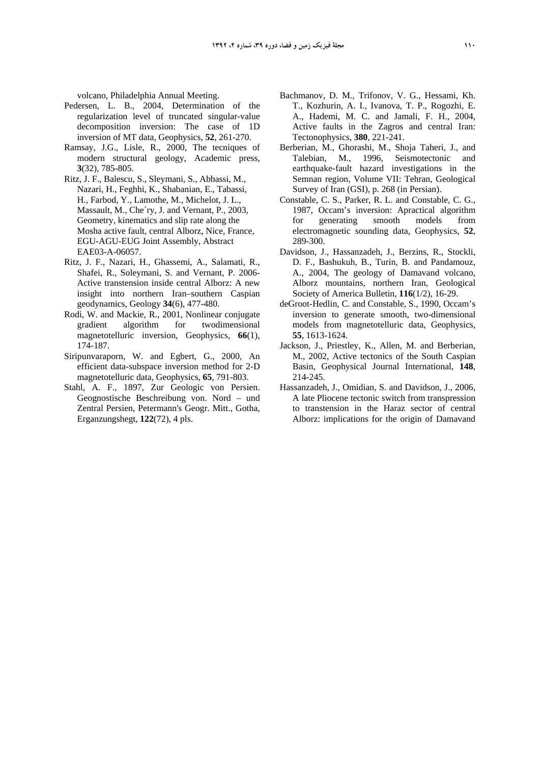volcano, Philadelphia Annual Meeting.

Pedersen, L. B., 2004, Determination of the regularization level of truncated singular-value decomposition inversion: The case of 1D inversion of MT data, Geophysics, **52**, 261-270.

Ramsay, J.G., Lisle, R., 2000, The tecniques of modern structural geology, Academic press, **3**(32), 785-805.

Ritz, J. F., Balescu, S., Sleymani, S., Abbassi, M., Nazari, H., Feghhi, K., Shabanian, E., Tabassi, H., Farbod, Y., Lamothe, M., Michelot, J. L., Massault, M., Che´ry, J. and Vernant, P., 2003, Geometry, kinematics and slip rate along the Mosha active fault, central Alborz, Nice, France, EGU-AGU-EUG Joint Assembly, Abstract EAE03-A-06057.

Ritz, J. F., Nazari, H., Ghassemi, A., Salamati, R., Shafei, R., Soleymani, S. and Vernant, P. 2006- Active transtension inside central Alborz: A new insight into northern Iran–southern Caspian geodynamics, Geology **34**(6), 477-480.

Rodi, W. and Mackie, R., 2001, Nonlinear conjugate gradient algorithm for twodimensional magnetotelluric inversion, Geophysics, **66**(1), 174-187.

Siripunvaraporn, W. and Egbert, G., 2000, An efficient data-subspace inversion method for 2-D magnetotelluric data, Geophysics, **65**, 791-803.

Stahl, A. F., 1897, Zur Geologic von Persien. Geognostische Beschreibung von. Nord – und Zentral Persien, Petermann's Geogr. Mitt., Gotha, Erganzungshegt, **122**(72), 4 pls.

Bachmanov, D. M., Trifonov, V. G., Hessami, Kh. T., Kozhurin, A. I., Ivanova, T. P., Rogozhi, E. A., Hademi, M. C. and Jamali, F. H., 2004, Active faults in the Zagros and central Iran: Tectonophysics, **380**, 221-241.

Berberian, M., Ghorashi, M., Shoja Taheri, J., and Talebian, M., 1996, Seismotectonic and earthquake-fault hazard investigations in the Semnan region, Volume VII: Tehran, Geological Survey of Iran (GSI), p. 268 (in Persian).

Constable, C. S., Parker, R. L. and Constable, C. G., 1987, Occam's inversion: Apractical algorithm for generating smooth models from electromagnetic sounding data, Geophysics, **52**, 289-300.

Davidson, J., Hassanzadeh, J., Berzins, R., Stockli, D. F., Bashukuh, B., Turin, B. and Pandamouz, A., 2004, The geology of Damavand volcano, Alborz mountains, northern Iran, Geological Society of America Bulletin, **116**(1/2), 16-29.

deGroot-Hedlin, C. and Constable, S., 1990, Occam's inversion to generate smooth, two-dimensional models from magnetotelluric data, Geophysics, **55**, 1613-1624.

Jackson, J., Priestley, K., Allen, M. and Berberian, M., 2002, Active tectonics of the South Caspian Basin, Geophysical Journal International, **148**, 214-245.

Hassanzadeh, J., Omidian, S. and Davidson, J., 2006, A late Pliocene tectonic switch from transpression to transtension in the Haraz sector of central Alborz: implications for the origin of Damavand